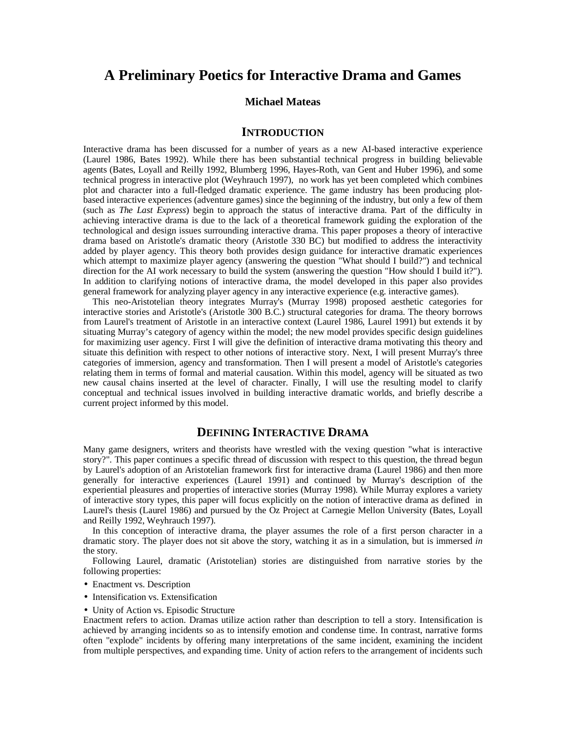# A Preliminary Poetics for Interactive Drama and Games

**Michael Mateas**

## INTRODUCTION

Interactive drama has been discussed for a number of years as a new AI-based interactive experience (Laurel 1986, Bates 1992). While there has been substantial technical progress in building believable agents (Bates, Loyall and Reilly 1992, Blumberg 1996, Hayes-Roth, van Gent and Huber 1996), and some technical progress in interactive plot (Weyhrauch 1997), no work has yet been completed which combines plot and character into a full-fledged dramatic experience. The game industry has been producing plot-based interactive experiences (adventure games) since the beginning of the industry, but only a few of them (such as *The Last Express*) begin to approach the status of interactive drama. Part of the difficulty in achieving interactive drama is due to the lack of a theoretical framework guiding the exploration of the technological and design issues surrounding interactive drama. This paper proposes a theory of interactive drama based on Aristotle's dramatic theory (Aristotle 330 BC) but modified to address the interactivity added by player agency. This theory both provides design guidance for interactive dramatic experiences which attempt to maximize player agency (answering the question "What should I build?") and technical direction for the AI work necessary to build the system (answering the question "How should I build it?"). In addition to clarifying notions of interactive drama, the model developed in this paper also provides general framework for analyzing player agency in any interactive experience (e.g. interactive games).

This neo-Aristotelian theory integrates Murray's (Murray 1998) proposed aesthetic categories for interactive stories and Aristotle's (Aristotle 300 B.C.) structural categories for drama. The theory borrows from Laurel's treatment of Aristotle in an interactive context (Laurel 1986, Laurel 1991) but extends it by situating Murray's category of agency within the model; the new model provides specific design guidelines for maximizing user agency. First I will give the definition of interactive drama motivating this theory and situate this definition with respect to other notions of interactive story. Next, I will present Murray's three categories of immersion, agency and transformation. Then I will present a model of Aristotle's categories relating them in terms of formal and material causation. Within this model, agency will be situated as two new causal chains inserted at the level of character. Finally, I will use the resulting model to clarify conceptual and technical issues involved in building interactive dramatic worlds, and briefly describe a current project informed by this model.

## DEFINING INTERACTIVE DRAMA

Many game designers, writers and theorists have wrestled with the vexing question "what is interactive story?". This paper continues a specific thread of discussion with respect to this question, the thread begun by Laurel's adoption of an Aristotelian framework first for interactive drama (Laurel 1986) and then more generally for interactive experiences (Laurel 1991) and continued by Murray's description of the experiential pleasures and properties of interactive stories (Murray 1998). While Murray explores a variety of interactive story types, this paper will focus explicitly on the notion of interactive drama as defined in Laurel's thesis (Laurel 1986) and pursued by the Oz Project at Carnegie Mellon University (Bates, Loyall and Reilly 1992, Weyhrauch 1997).

In this conception of interactive drama, the player assumes the role of a first person character in a dramatic story. The player does not sit above the story, watching it as in a simulation, but is immersed *in* the story.

Following Laurel, dramatic (Aristotelian) stories are distinguished from narrative stories by the following properties:

- Enactment vs. Description
- Intensification vs. Extensification
- Unity of Action vs. Episodic Structure

Enactment refers to action. Dramas utilize action rather than description to tell a story. Intensification is achieved by arranging incidents so as to intensify emotion and condense time. In contrast, narrative forms often "explode" incidents by offering many interpretations of the same incident, examining the incident from multiple perspectives, and expanding time. Unity of action refers to the arrangement of incidents such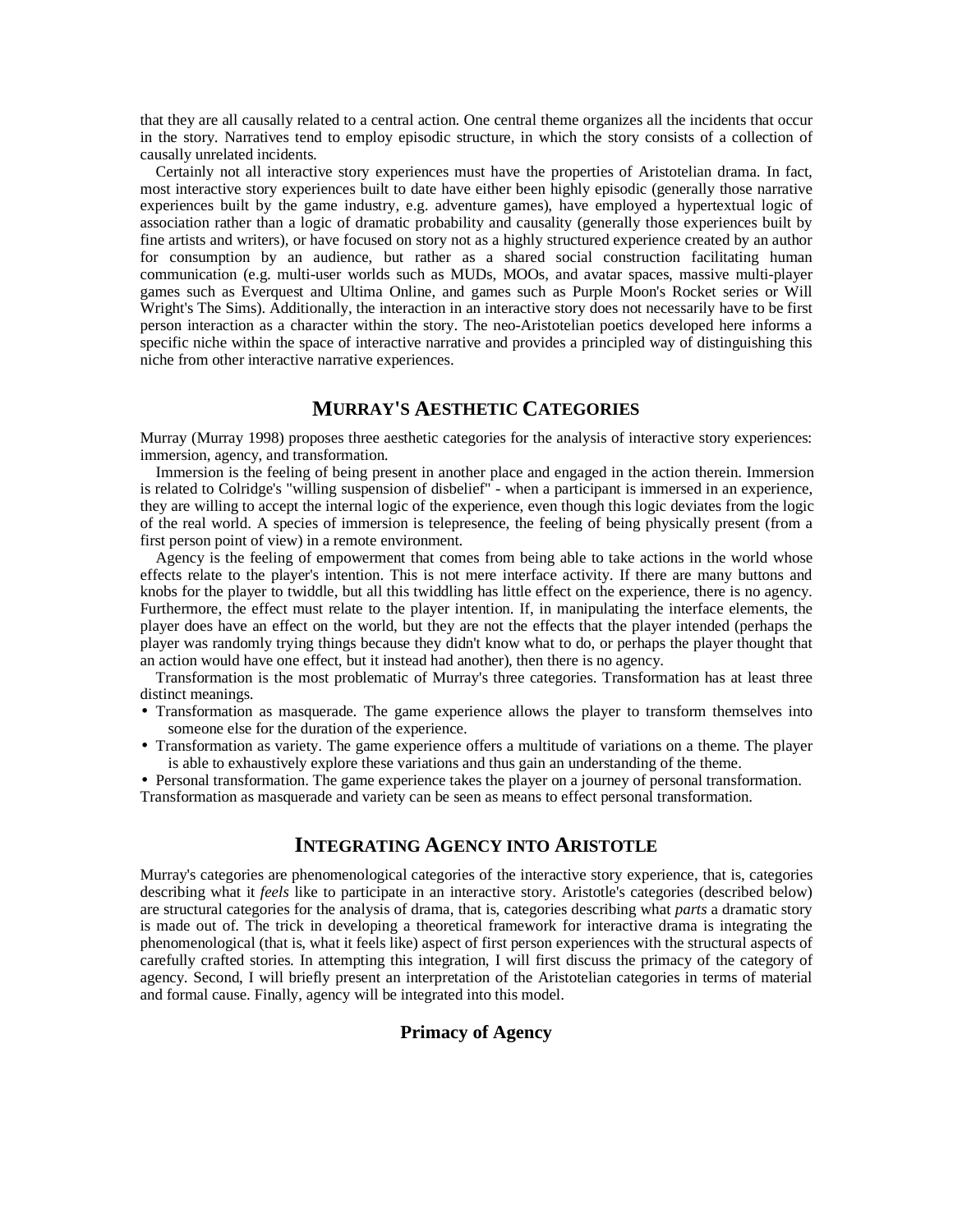that they are all causally related to a central action. One central theme organizes all the incidents that occur in the story. Narratives tend to employ episodic structure, in which the story consists of a collection of causally unrelated incidents.

Certainly not all interactive story experiences must have the properties of Aristotelian drama. In fact, most interactive story experiences built to date have either been highly episodic (generally those narrative experiences built by the game industry, e.g. adventure games), have employed a hypertextual logic of association rather than a logic of dramatic probability and causality (generally those experiences built by fine artists and writers), or have focused on story not as a highly structured experience created by an author for consumption by an audience, but rather as a shared social construction facilitating human communication (e.g. multi-user worlds such as MUDs, MOOs, and avatar spaces, massive multi-player games such as Everquest and Ultima Online, and games such as Purple Moon's Rocket series or Will Wright's The Sims). Additionally, the interaction in an interactive story does not necessarily have to be first person interaction as a character within the story. The neo-Aristotelian poetics developed here informs a specific niche within the space of interactive narrative and provides a principled way of distinguishing this niche from other interactive narrative experiences.

## MURRAY'S AESTHETIC CATEGORIES

Murray (Murray 1998) proposes three aesthetic categories for the analysis of interactive story experiences: immersion, agency, and transformation.

Immersion is the feeling of being present in another place and engaged in the action therein. Immersion is related to Colridge's "willing suspension of disbelief" - when a participant is immersed in an experience, they are willing to accept the internal logic of the experience, even though this logic deviates from the logic of the real world. A species of immersion is telepresence, the feeling of being physically present (from a first person point of view) in a remote environment.

Agency is the feeling of empowerment that comes from being able to take actions in the world whose effects relate to the player's intention. This is not mere interface activity. If there are many buttons and knobs for the player to twiddle, but all this twiddling has little effect on the experience, there is no agency. Furthermore, the effect must relate to the player intention. If, in manipulating the interface elements, the player does have an effect on the world, but they are not the effects that the player intended (perhaps the player was randomly trying things because they didn't know what to do, or perhaps the player thought that an action would have one effect, but it instead had another), then there is no agency.

Transformation is the most problematic of Murray's three categories. Transformation has at least three distinct meanings.

- Transformation as masquerade. The game experience allows the player to transform themselves into someone else for the duration of the experience.
- Transformation as variety. The game experience offers a multitude of variations on a theme. The player is able to exhaustively explore these variations and thus gain an understanding of the theme.
- Personal transformation. The game experience takes the player on a journey of personal transformation.

Transformation as masquerade and variety can be seen as means to effect personal transformation.

## INTEGRATING AGENCY INTO ARISTOTLE

Murray's categories are phenomenological categories of the interactive story experience, that is, categories describing what it *feels* like to participate in an interactive story. Aristotle's categories (described below) are structural categories for the analysis of drama, that is, categories describing what *parts* a dramatic story is made out of. The trick in developing a theoretical framework for interactive drama is integrating the phenomenological (that is, what it feels like) aspect of first person experiences with the structural aspects of carefully crafted stories. In attempting this integration, I will first discuss the primacy of the category of agency. Second, I will briefly present an interpretation of the Aristotelian categories in terms of material and formal cause. Finally, agency will be integrated into this model.

### Primacy of Agency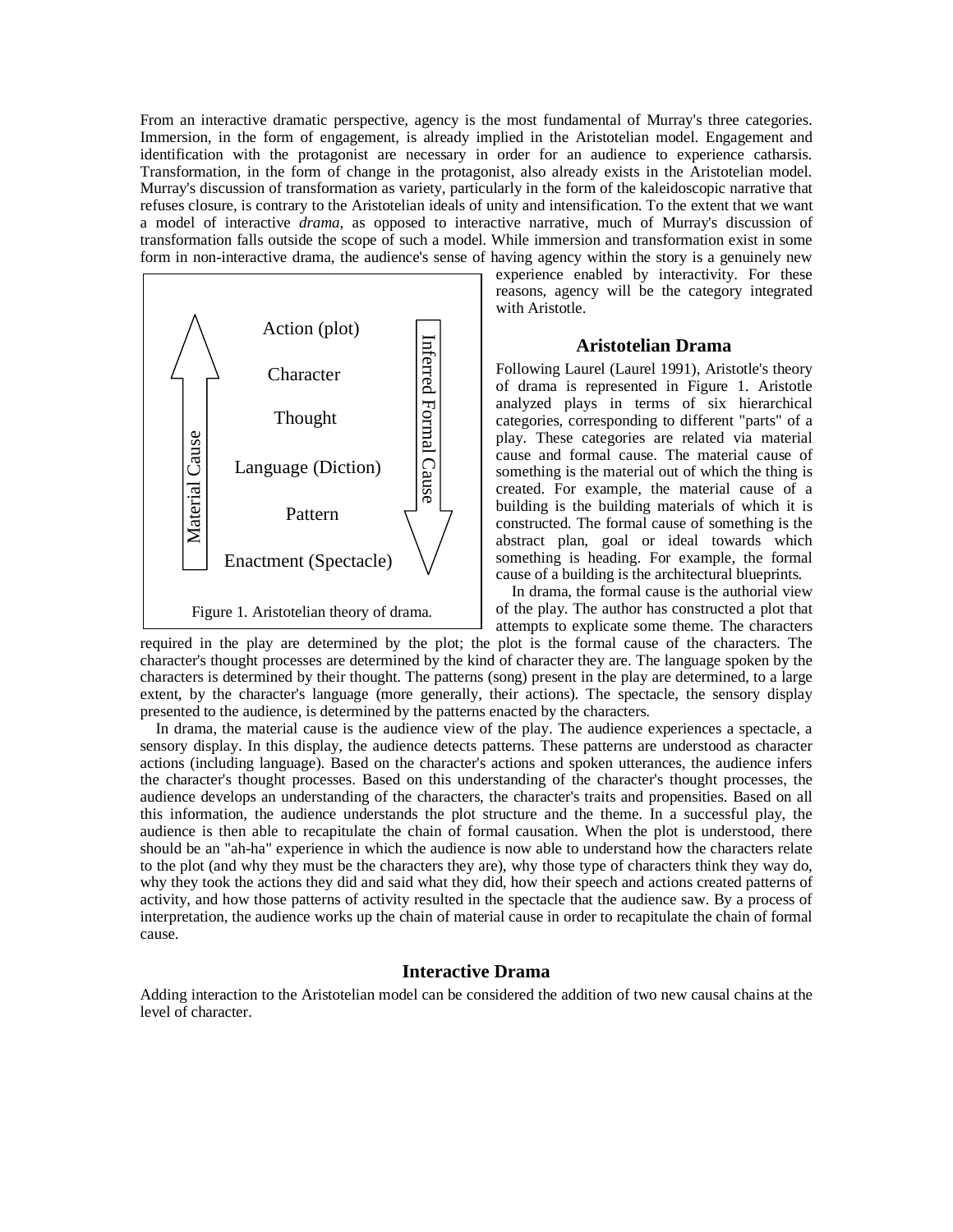From an interactive dramatic perspective, agency is the most fundamental of Murray's three categories. Immersion, in the form of engagement, is already implied in the Aristotelian model. Engagement and identification with the protagonist are necessary in order for an audience to experience catharsis. Transformation, in the form of change in the protagonist, also already exists in the Aristotelian model. Murray's discussion of transformation as variety, particularly in the form of the kaleidoscopic narrative that refuses closure, is contrary to the Aristotelian ideals of unity and intensification. To the extent that we want a model of interactive *drama*, as opposed to interactive narrative, much of Murray's discussion of transformation falls outside the scope of such a model. While immersion and transformation exist in some form in non-interactive drama, the audience's sense of having agency within the story is a genuinely new experience enabled by interactivity. For these reasons, agency will be the category integrated with Aristotle.

Figure 1. Aristotelian theory of drama.

## Aristotelian Drama

Following Laurel (Laurel 1991), Aristotle's theory of drama is represented in Figure 1. Aristotle analyzed plays in terms of six hierarchical categories, corresponding to different "parts" of a play. These categories are related via material cause and formal cause. The material cause of something is the material out of which the thing is created. For example, the material cause of a building is the building materials of which it is constructed. The formal cause of something is the abstract plan, goal or ideal towards which something is heading. For example, the formal cause of a building is the architectural blueprints.

In drama, the formal cause is the authorial view of the play. The author has constructed a plot that attempts to explicate some theme. The characters required in the play are determined by the plot; the plot is the formal cause of the characters. The character's thought processes are determined by the kind of character they are. The language spoken by the characters is determined by their thought. The patterns (song) present in the play are determined, to a large extent, by the character's language (more generally, their actions). The spectacle, the sensory display presented to the audience, is determined by the patterns enacted by the characters.

In drama, the material cause is the audience view of the play. The audience experiences a spectacle, a sensory display. In this display, the audience detects patterns. These patterns are understood as character actions (including language). Based on the character's actions and spoken utterances, the audience infers the character's thought processes. Based on this understanding of the character's thought processes, the audience develops an understanding of the characters, the character's traits and propensities. Based on all this information, the audience understands the plot structure and the theme. In a successful play, the audience is then able to recapitulate the chain of formal causation. When the plot is understood, there should be an "ah-ha" experience in which the audience is now able to understand how the characters relate to the plot (and why they must be the characters they are), why those type of characters think they way do, why they took the actions they did and said what they did, how their speech and actions created patterns of activity, and how those patterns of activity resulted in the spectacle that the audience saw. By a process of interpretation, the audience works up the chain of material cause in order to recapitulate the chain of formal cause.

## Interactive Drama

Adding interaction to the Aristotelian model can be considered the addition of two new causal chains at the level of character.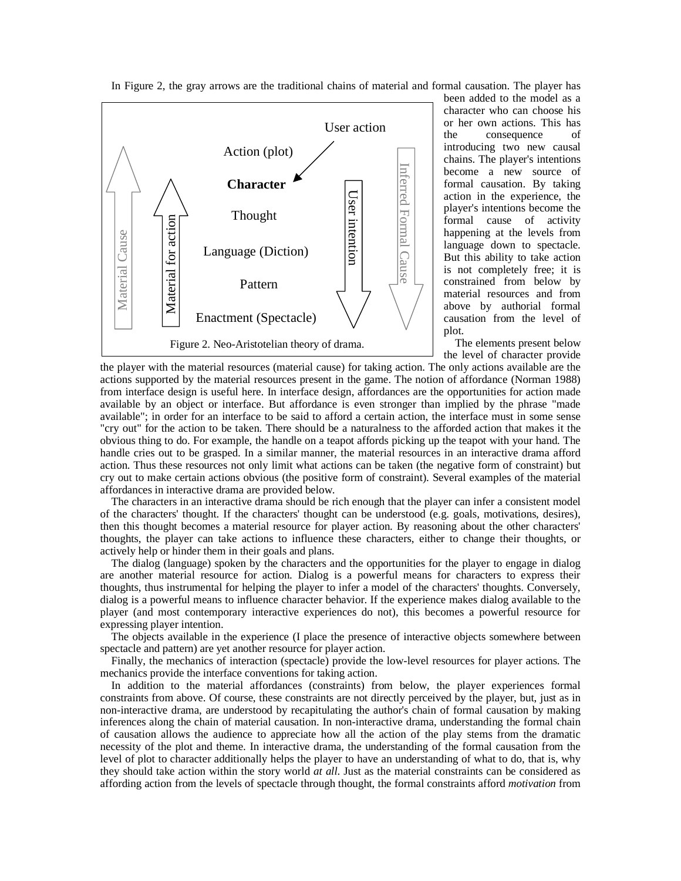In Figure 2, the gray arrows are the traditional chains of material and formal causation. The player has been added to the model as a character who can choose his or her own actions. This has the consequence of introducing two new causal chains. The player's intentions become a new source of formal causation. By taking action in the experience, the player's intentions become the formal cause of activity happening at the levels from language down to spectacle. But this ability to take action is not completely free; it is constrained from below by material resources and from above by authorial formal causation from the level of plot.

Figure 2. Neo-Aristotelian theory of drama.

The elements present below the level of character provide the player with the material resources (material cause) for taking action. The only actions available are the actions supported by the material resources present in the game. The notion of affordance (Norman 1988) from interface design is useful here. In interface design, affordances are the opportunities for action made available by an object or interface. But affordance is even stronger than implied by the phrase "made available"; in order for an interface to be said to afford a certain action, the interface must in some sense "cry out" for the action to be taken. There should be a naturalness to the afforded action that makes it the obvious thing to do. For example, the handle on a teapot affords picking up the teapot with your hand. The handle cries out to be grasped. In a similar manner, the material resources in an interactive drama afford action. Thus these resources not only limit what actions can be taken (the negative form of constraint) but cry out to make certain actions obvious (the positive form of constraint). Several examples of the material affordances in interactive drama are provided below.

The characters in an interactive drama should be rich enough that the player can infer a consistent model of the characters' thought. If the characters' thought can be understood (e.g. goals, motivations, desires), then this thought becomes a material resource for player action. By reasoning about the other characters' thoughts, the player can take actions to influence these characters, either to change their thoughts, or actively help or hinder them in their goals and plans.

The dialog (language) spoken by the characters and the opportunities for the player to engage in dialog are another material resource for action. Dialog is a powerful means for characters to express their thoughts, thus instrumental for helping the player to infer a model of the characters' thoughts. Conversely, dialog is a powerful means to influence character behavior. If the experience makes dialog available to the player (and most contemporary interactive experiences do not), this becomes a powerful resource for expressing player intention.

The objects available in the experience (I place the presence of interactive objects somewhere between spectacle and pattern) are yet another resource for player action.

Finally, the mechanics of interaction (spectacle) provide the low-level resources for player actions. The mechanics provide the interface conventions for taking action.

In addition to the material affordances (constraints) from below, the player experiences formal constraints from above. Of course, these constraints are not directly perceived by the player, but, just as in non-interactive drama, are understood by recapitulating the author's chain of formal causation by making inferences along the chain of material causation. In non-interactive drama, understanding the formal chain of causation allows the audience to appreciate how all the action of the play stems from the dramatic necessity of the plot and theme. In interactive drama, the understanding of the formal causation from the level of plot to character additionally helps the player to have an understanding of what to do, that is, why they should take action within the story world *at all*. Just as the material constraints can be considered as affording action from the levels of spectacle through thought, the formal constraints afford *motivation* from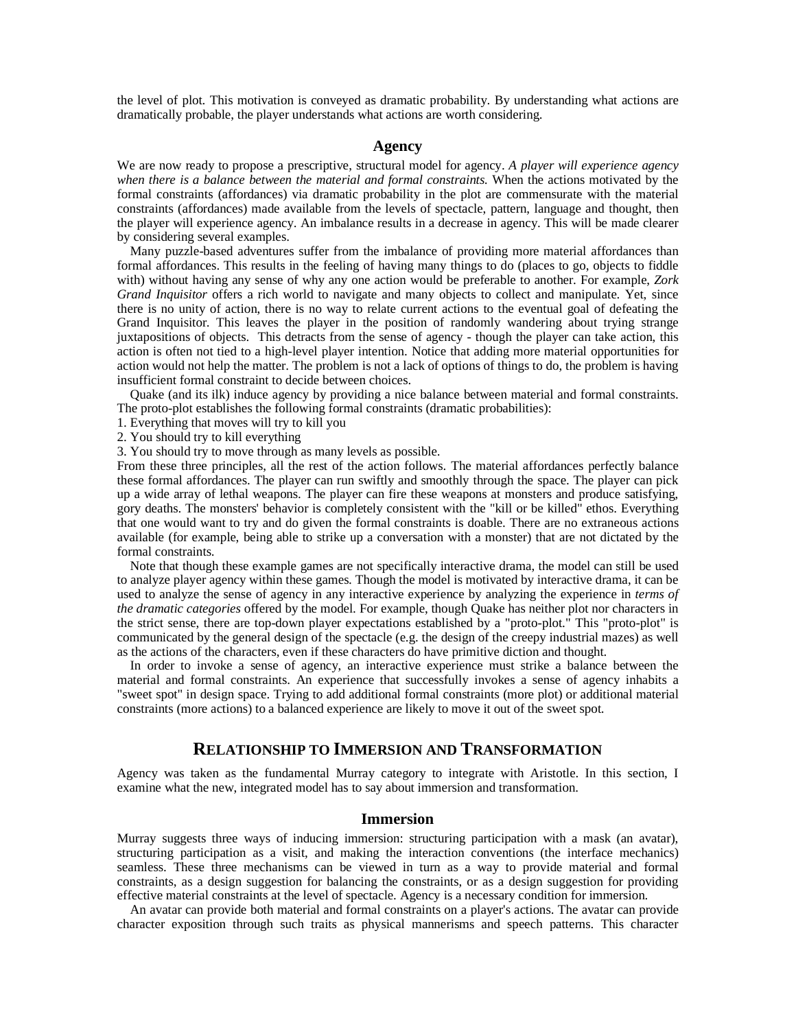the level of plot. This motivation is conveyed as dramatic probability. By understanding what actions are dramatically probable, the player understands what actions are worth considering.

### Agency

We are now ready to propose a prescriptive, structural model for agency. *A player will experience agency when there is a balance between the material and formal constraints.* When the actions motivated by the formal constraints (affordances) via dramatic probability in the plot are commensurate with the material constraints (affordances) made available from the levels of spectacle, pattern, language and thought, then the player will experience agency. An imbalance results in a decrease in agency. This will be made clearer by considering several examples.

Many puzzle-based adventures suffer from the imbalance of providing more material affordances than formal affordances. This results in the feeling of having many things to do (places to go, objects to fiddle with) without having any sense of why any one action would be preferable to another. For example, *Zork Grand Inquisitor* offers a rich world to navigate and many objects to collect and manipulate. Yet, since there is no unity of action, there is no way to relate current actions to the eventual goal of defeating the Grand Inquisitor. This leaves the player in the position of randomly wandering about trying strange juxtapositions of objects. This detracts from the sense of agency - though the player can take action, this action is often not tied to a high-level player intention. Notice that adding more material opportunities for action would not help the matter. The problem is not a lack of options of things to do, the problem is having insufficient formal constraint to decide between choices.

Quake (and its ilk) induce agency by providing a nice balance between material and formal constraints. The proto-plot establishes the following formal constraints (dramatic probabilities):

1. Everything that moves will try to kill you
2. You should try to kill everything
3. You should try to move through as many levels as possible.

From these three principles, all the rest of the action follows. The material affordances perfectly balance these formal affordances. The player can run swiftly and smoothly through the space. The player can pick up a wide array of lethal weapons. The player can fire these weapons at monsters and produce satisfying, gory deaths. The monsters' behavior is completely consistent with the "kill or be killed" ethos. Everything that one would want to try and do given the formal constraints is doable. There are no extraneous actions available (for example, being able to strike up a conversation with a monster) that are not dictated by the formal constraints.

Note that though these example games are not specifically interactive drama, the model can still be used to analyze player agency within these games. Though the model is motivated by interactive drama, it can be used to analyze the sense of agency in any interactive experience by analyzing the experience in *terms of the dramatic categories* offered by the model. For example, though Quake has neither plot nor characters in the strict sense, there are top-down player expectations established by a "proto-plot." This "proto-plot" is communicated by the general design of the spectacle (e.g. the design of the creepy industrial mazes) as well as the actions of the characters, even if these characters do have primitive diction and thought.

In order to invoke a sense of agency, an interactive experience must strike a balance between the material and formal constraints. An experience that successfully invokes a sense of agency inhabits a "sweet spot" in design space. Trying to add additional formal constraints (more plot) or additional material constraints (more actions) to a balanced experience are likely to move it out of the sweet spot.

## Relationship to Immersion and Transformation

Agency was taken as the fundamental Murray category to integrate with Aristotle. In this section, I examine what the new, integrated model has to say about immersion and transformation.

### Immersion

Murray suggests three ways of inducing immersion: structuring participation with a mask (an avatar), structuring participation as a visit, and making the interaction conventions (the interface mechanics) seamless. These three mechanisms can be viewed in turn as a way to provide material and formal constraints, as a design suggestion for balancing the constraints, or as a design suggestion for providing effective material constraints at the level of spectacle. Agency is a necessary condition for immersion.

An avatar can provide both material and formal constraints on a player's actions. The avatar can provide character exposition through such traits as physical mannerisms and speech patterns. This character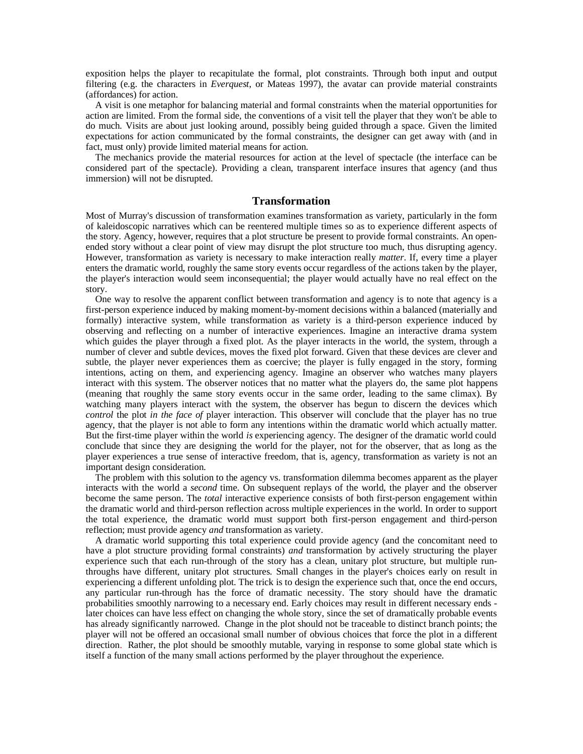exposition helps the player to recapitulate the formal, plot constraints. Through both input and output filtering (e.g. the characters in *Everquest*, or Mateas 1997), the avatar can provide material constraints (affordances) for action.

A visit is one metaphor for balancing material and formal constraints when the material opportunities for action are limited. From the formal side, the conventions of a visit tell the player that they won't be able to do much. Visits are about just looking around, possibly being guided through a space. Given the limited expectations for action communicated by the formal constraints, the designer can get away with (and in fact, must only) provide limited material means for action.

The mechanics provide the material resources for action at the level of spectacle (the interface can be considered part of the spectacle). Providing a clean, transparent interface insures that agency (and thus immersion) will not be disrupted.

## Transformation

Most of Murray's discussion of transformation examines transformation as variety, particularly in the form of kaleidoscopic narratives which can be reentered multiple times so as to experience different aspects of the story. Agency, however, requires that a plot structure be present to provide formal constraints. An open-ended story without a clear point of view may disrupt the plot structure too much, thus disrupting agency. However, transformation as variety is necessary to make interaction really *matter*. If, every time a player enters the dramatic world, roughly the same story events occur regardless of the actions taken by the player, the player's interaction would seem inconsequential; the player would actually have no real effect on the story.

One way to resolve the apparent conflict between transformation and agency is to note that agency is a first-person experience induced by making moment-by-moment decisions within a balanced (materially and formally) interactive system, while transformation as variety is a third-person experience induced by observing and reflecting on a number of interactive experiences. Imagine an interactive drama system which guides the player through a fixed plot. As the player interacts in the world, the system, through a number of clever and subtle devices, moves the fixed plot forward. Given that these devices are clever and subtle, the player never experiences them as coercive; the player is fully engaged in the story, forming intentions, acting on them, and experiencing agency. Imagine an observer who watches many players interact with this system. The observer notices that no matter what the players do, the same plot happens (meaning that roughly the same story events occur in the same order, leading to the same climax). By watching many players interact with the system, the observer has begun to discern the devices which *control* the plot *in the face of* player interaction. This observer will conclude that the player has no true agency, that the player is not able to form any intentions within the dramatic world which actually matter. But the first-time player within the world *is* experiencing agency. The designer of the dramatic world could conclude that since they are designing the world for the player, not for the observer, that as long as the player experiences a true sense of interactive freedom, that is, agency, transformation as variety is not an important design consideration.

The problem with this solution to the agency vs. transformation dilemma becomes apparent as the player interacts with the world a *second* time. On subsequent replays of the world, the player and the observer become the same person. The *total* interactive experience consists of both first-person engagement within the dramatic world and third-person reflection across multiple experiences in the world. In order to support the total experience, the dramatic world must support both first-person engagement and third-person reflection; must provide agency *and* transformation as variety.

A dramatic world supporting this total experience could provide agency (and the concomitant need to have a plot structure providing formal constraints) *and* transformation by actively structuring the player experience such that each run-through of the story has a clean, unitary plot structure, but multiple run-throughs have different, unitary plot structures. Small changes in the player's choices early on result in experiencing a different unfolding plot. The trick is to design the experience such that, once the end occurs, any particular run-through has the force of dramatic necessity. The story should have the dramatic probabilities smoothly narrowing to a necessary end. Early choices may result in different necessary ends - later choices can have less effect on changing the whole story, since the set of dramatically probable events has already significantly narrowed. Change in the plot should not be traceable to distinct branch points; the player will not be offered an occasional small number of obvious choices that force the plot in a different direction. Rather, the plot should be smoothly mutable, varying in response to some global state which is itself a function of the many small actions performed by the player throughout the experience.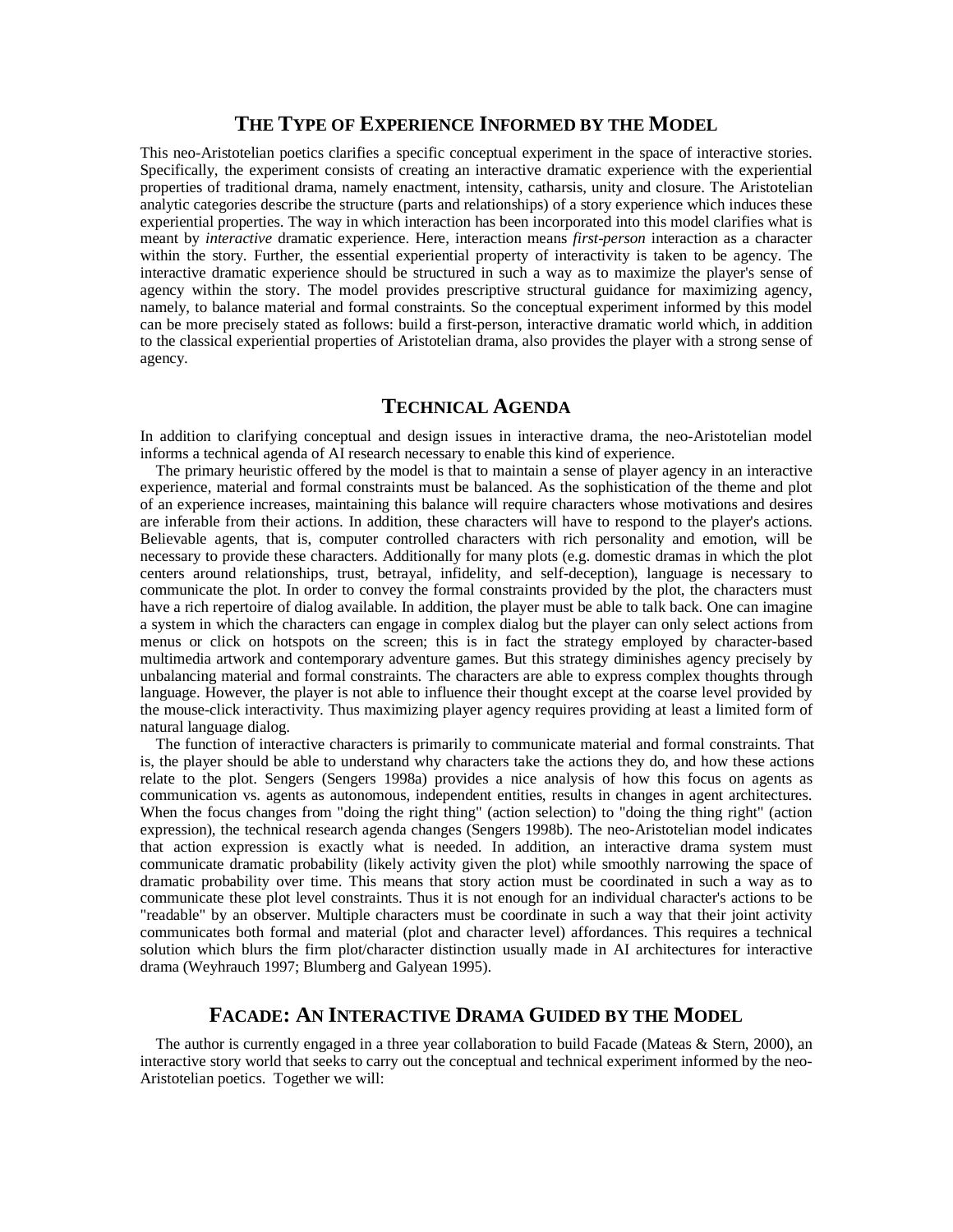## The Type of Experience Informed by the Model

This neo-Aristotelian poetics clarifies a specific conceptual experiment in the space of interactive stories. Specifically, the experiment consists of creating an interactive dramatic experience with the experiential properties of traditional drama, namely enactment, intensity, catharsis, unity and closure. The Aristotelian analytic categories describe the structure (parts and relationships) of a story experience which induces these experiential properties. The way in which interaction has been incorporated into this model clarifies what is meant by *interactive* dramatic experience. Here, interaction means *first-person* interaction as a character within the story. Further, the essential experiential property of interactivity is taken to be agency. The interactive dramatic experience should be structured in such a way as to maximize the player's sense of agency within the story. The model provides prescriptive structural guidance for maximizing agency, namely, to balance material and formal constraints. So the conceptual experiment informed by this model can be more precisely stated as follows: build a first-person, interactive dramatic world which, in addition to the classical experiential properties of Aristotelian drama, also provides the player with a strong sense of agency.

## Technical Agenda

In addition to clarifying conceptual and design issues in interactive drama, the neo-Aristotelian model informs a technical agenda of AI research necessary to enable this kind of experience.

The primary heuristic offered by the model is that to maintain a sense of player agency in an interactive experience, material and formal constraints must be balanced. As the sophistication of the theme and plot of an experience increases, maintaining this balance will require characters whose motivations and desires are inferable from their actions. In addition, these characters will have to respond to the player's actions. Believable agents, that is, computer controlled characters with rich personality and emotion, will be necessary to provide these characters. Additionally for many plots (e.g. domestic dramas in which the plot centers around relationships, trust, betrayal, infidelity, and self-deception), language is necessary to communicate the plot. In order to convey the formal constraints provided by the plot, the characters must have a rich repertoire of dialog available. In addition, the player must be able to talk back. One can imagine a system in which the characters can engage in complex dialog but the player can only select actions from menus or click on hotspots on the screen; this is in fact the strategy employed by character-based multimedia artwork and contemporary adventure games. But this strategy diminishes agency precisely by unbalancing material and formal constraints. The characters are able to express complex thoughts through language. However, the player is not able to influence their thought except at the coarse level provided by the mouse-click interactivity. Thus maximizing player agency requires providing at least a limited form of natural language dialog.

The function of interactive characters is primarily to communicate material and formal constraints. That is, the player should be able to understand why characters take the actions they do, and how these actions relate to the plot. Sengers (Sengers 1998a) provides a nice analysis of how this focus on agents as communication vs. agents as autonomous, independent entities, results in changes in agent architectures. When the focus changes from "doing the right thing" (action selection) to "doing the thing right" (action expression), the technical research agenda changes (Sengers 1998b). The neo-Aristotelian model indicates that action expression is exactly what is needed. In addition, an interactive drama system must communicate dramatic probability (likely activity given the plot) while smoothly narrowing the space of dramatic probability over time. This means that story action must be coordinated in such a way as to communicate these plot level constraints. Thus it is not enough for an individual character's actions to be "readable" by an observer. Multiple characters must be coordinate in such a way that their joint activity communicates both formal and material (plot and character level) affordances. This requires a technical solution which blurs the firm plot/character distinction usually made in AI architectures for interactive drama (Weyhrauch 1997; Blumberg and Galyean 1995).

## Facade: An Interactive Drama Guided by the Model

The author is currently engaged in a three year collaboration to build Facade (Mateas & Stern, 2000), an interactive story world that seeks to carry out the conceptual and technical experiment informed by the neo-Aristotelian poetics. Together we will: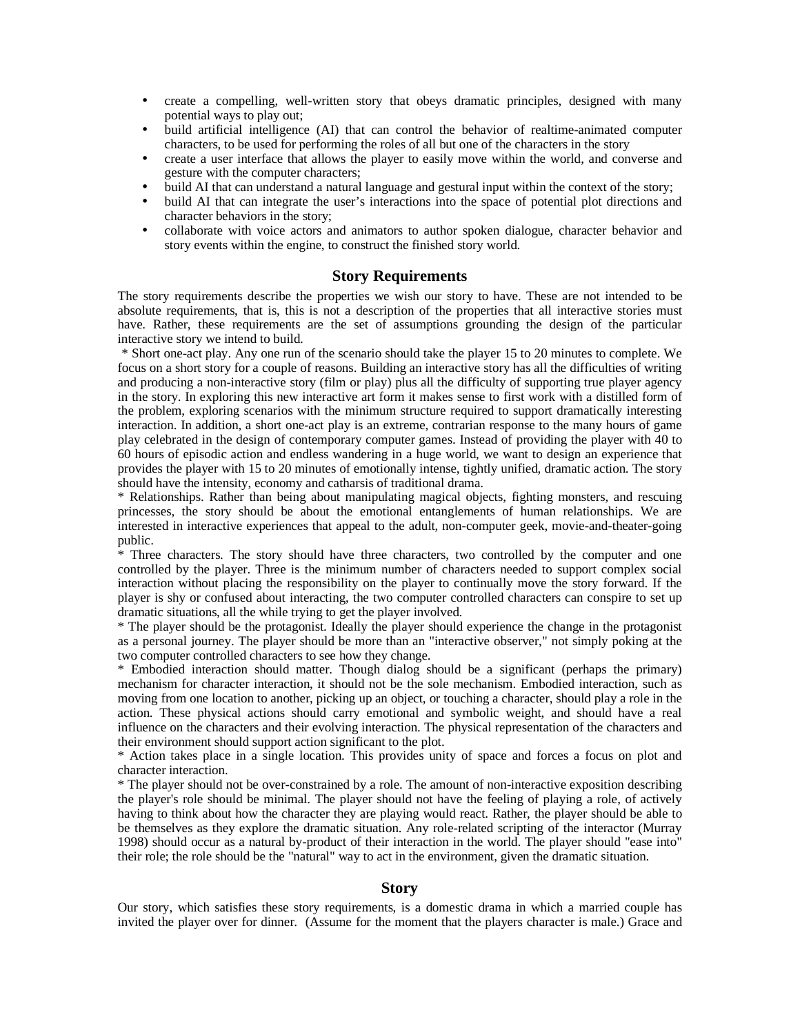- create a compelling, well-written story that obeys dramatic principles, designed with many potential ways to play out;
- build artificial intelligence (AI) that can control the behavior of realtime-animated computer characters, to be used for performing the roles of all but one of the characters in the story
- create a user interface that allows the player to easily move within the world, and converse and gesture with the computer characters;
- build AI that can understand a natural language and gestural input within the context of the story;
- build AI that can integrate the user's interactions into the space of potential plot directions and character behaviors in the story;
- collaborate with voice actors and animators to author spoken dialogue, character behavior and story events within the engine, to construct the finished story world.

## Story Requirements

The story requirements describe the properties we wish our story to have. These are not intended to be absolute requirements, that is, this is not a description of the properties that all interactive stories must have. Rather, these requirements are the set of assumptions grounding the design of the particular interactive story we intend to build.

\* Short one-act play. Any one run of the scenario should take the player 15 to 20 minutes to complete. We focus on a short story for a couple of reasons. Building an interactive story has all the difficulties of writing and producing a non-interactive story (film or play) plus all the difficulty of supporting true player agency in the story. In exploring this new interactive art form it makes sense to first work with a distilled form of the problem, exploring scenarios with the minimum structure required to support dramatically interesting interaction. In addition, a short one-act play is an extreme, contrarian response to the many hours of game play celebrated in the design of contemporary computer games. Instead of providing the player with 40 to 60 hours of episodic action and endless wandering in a huge world, we want to design an experience that provides the player with 15 to 20 minutes of emotionally intense, tightly unified, dramatic action. The story should have the intensity, economy and catharsis of traditional drama.

\* Relationships. Rather than being about manipulating magical objects, fighting monsters, and rescuing princesses, the story should be about the emotional entanglements of human relationships. We are interested in interactive experiences that appeal to the adult, non-computer geek, movie-and-theater-going public.

\* Three characters. The story should have three characters, two controlled by the computer and one controlled by the player. Three is the minimum number of characters needed to support complex social interaction without placing the responsibility on the player to continually move the story forward. If the player is shy or confused about interacting, the two computer controlled characters can conspire to set up dramatic situations, all the while trying to get the player involved.

\* The player should be the protagonist. Ideally the player should experience the change in the protagonist as a personal journey. The player should be more than an "interactive observer," not simply poking at the two computer controlled characters to see how they change.

\* Embodied interaction should matter. Though dialog should be a significant (perhaps the primary) mechanism for character interaction, it should not be the sole mechanism. Embodied interaction, such as moving from one location to another, picking up an object, or touching a character, should play a role in the action. These physical actions should carry emotional and symbolic weight, and should have a real influence on the characters and their evolving interaction. The physical representation of the characters and their environment should support action significant to the plot.

\* Action takes place in a single location. This provides unity of space and forces a focus on plot and character interaction.

\* The player should not be over-constrained by a role. The amount of non-interactive exposition describing the player's role should be minimal. The player should not have the feeling of playing a role, of actively having to think about how the character they are playing would react. Rather, the player should be able to be themselves as they explore the dramatic situation. Any role-related scripting of the interactor (Murray 1998) should occur as a natural by-product of their interaction in the world. The player should "ease into" their role; the role should be the "natural" way to act in the environment, given the dramatic situation.

## Story

Our story, which satisfies these story requirements, is a domestic drama in which a married couple has invited the player over for dinner. (Assume for the moment that the players character is male.) Grace and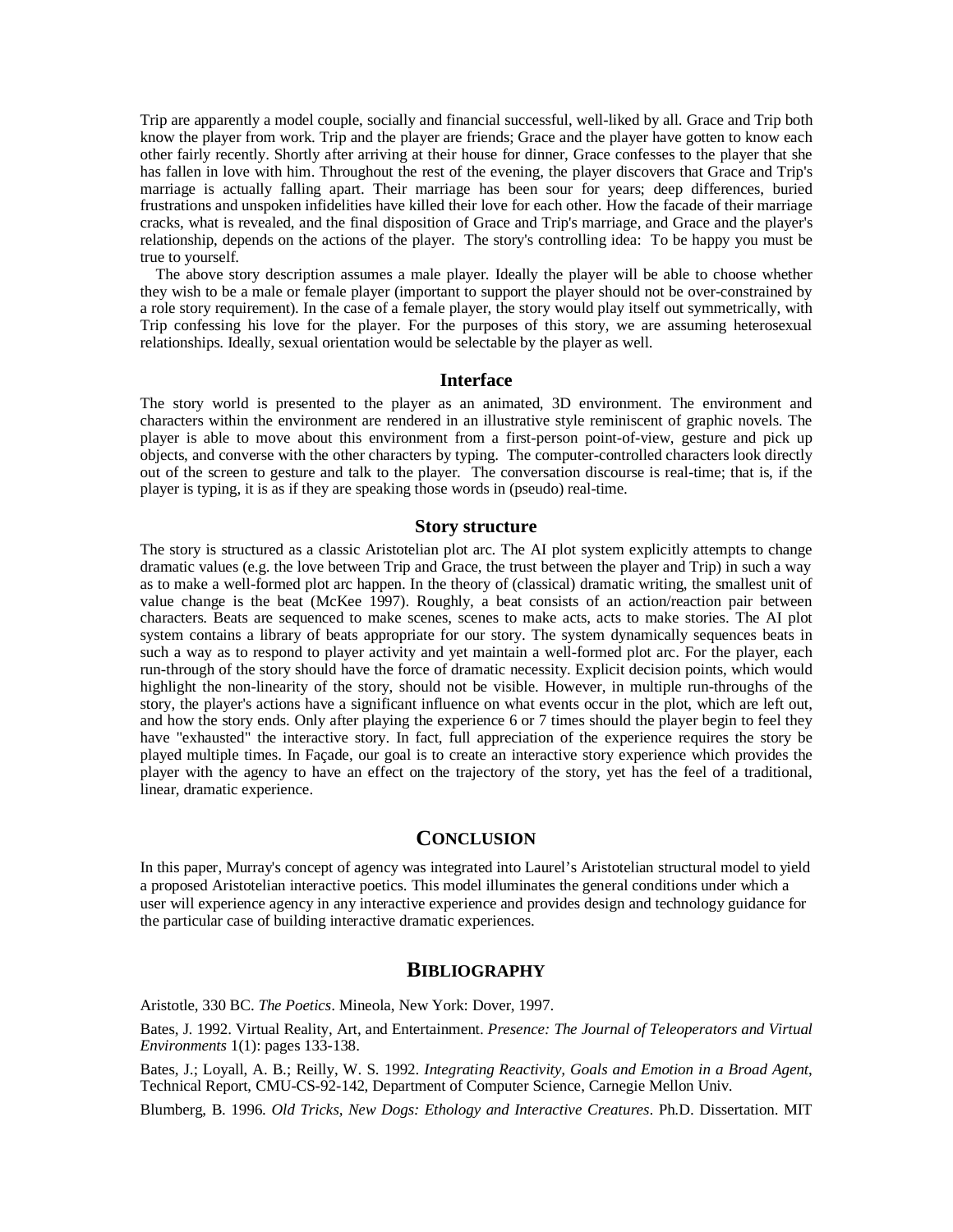Trip are apparently a model couple, socially and financial successful, well-liked by all. Grace and Trip both know the player from work. Trip and the player are friends; Grace and the player have gotten to know each other fairly recently. Shortly after arriving at their house for dinner, Grace confesses to the player that she has fallen in love with him. Throughout the rest of the evening, the player discovers that Grace and Trip's marriage is actually falling apart. Their marriage has been sour for years; deep differences, buried frustrations and unspoken infidelities have killed their love for each other. How the facade of their marriage cracks, what is revealed, and the final disposition of Grace and Trip's marriage, and Grace and the player's relationship, depends on the actions of the player. The story's controlling idea: To be happy you must be true to yourself.

The above story description assumes a male player. Ideally the player will be able to choose whether they wish to be a male or female player (important to support the player should not be over-constrained by a role story requirement). In the case of a female player, the story would play itself out symmetrically, with Trip confessing his love for the player. For the purposes of this story, we are assuming heterosexual relationships. Ideally, sexual orientation would be selectable by the player as well.

### Interface

The story world is presented to the player as an animated, 3D environment. The environment and characters within the environment are rendered in an illustrative style reminiscent of graphic novels. The player is able to move about this environment from a first-person point-of-view, gesture and pick up objects, and converse with the other characters by typing. The computer-controlled characters look directly out of the screen to gesture and talk to the player. The conversation discourse is real-time; that is, if the player is typing, it is as if they are speaking those words in (pseudo) real-time.

### Story structure

The story is structured as a classic Aristotelian plot arc. The AI plot system explicitly attempts to change dramatic values (e.g. the love between Trip and Grace, the trust between the player and Trip) in such a way as to make a well-formed plot arc happen. In the theory of (classical) dramatic writing, the smallest unit of value change is the beat (McKee 1997). Roughly, a beat consists of an action/reaction pair between characters. Beats are sequenced to make scenes, scenes to make acts, acts to make stories. The AI plot system contains a library of beats appropriate for our story. The system dynamically sequences beats in such a way as to respond to player activity and yet maintain a well-formed plot arc. For the player, each run-through of the story should have the force of dramatic necessity. Explicit decision points, which would highlight the non-linearity of the story, should not be visible. However, in multiple run-throughs of the story, the player's actions have a significant influence on what events occur in the plot, which are left out, and how the story ends. Only after playing the experience 6 or 7 times should the player begin to feel they have "exhausted" the interactive story. In fact, full appreciation of the experience requires the story be played multiple times. In Façade, our goal is to create an interactive story experience which provides the player with the agency to have an effect on the trajectory of the story, yet has the feel of a traditional, linear, dramatic experience.

## CONCLUSION

In this paper, Murray's concept of agency was integrated into Laurel's Aristotelian structural model to yield a proposed Aristotelian interactive poetics. This model illuminates the general conditions under which a user will experience agency in any interactive experience and provides design and technology guidance for the particular case of building interactive dramatic experiences.

## BIBLIOGRAPHY

Aristotle, 330 BC. *The Poetics*. Mineola, New York: Dover, 1997.

Bates, J. 1992. Virtual Reality, Art, and Entertainment. *Presence: The Journal of Teleoperators and Virtual Environments* 1(1): pages 133-138.

Bates, J.; Loyall, A. B.; Reilly, W. S. 1992. *Integrating Reactivity, Goals and Emotion in a Broad Agent*, Technical Report, CMU-CS-92-142, Department of Computer Science, Carnegie Mellon Univ.

Blumberg, B. 1996. *Old Tricks, New Dogs: Ethology and Interactive Creatures*. Ph.D. Dissertation. MIT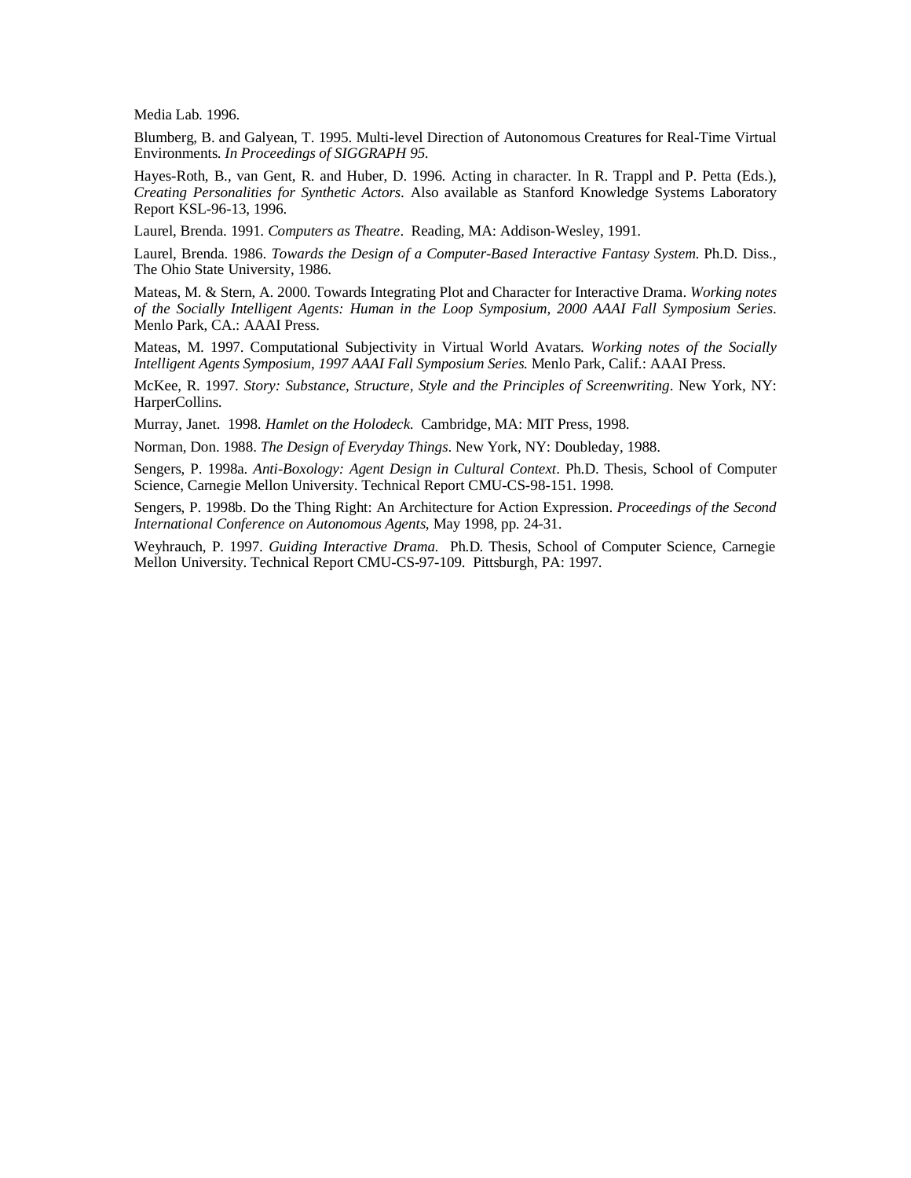Media Lab. 1996.

Blumberg, B. and Galyean, T. 1995. Multi-level Direction of Autonomous Creatures for Real-Time Virtual Environments. *In Proceedings of SIGGRAPH 95.*

Hayes-Roth, B., van Gent, R. and Huber, D. 1996. Acting in character. In R. Trappl and P. Petta (Eds.), *Creating Personalities for Synthetic Actors*. Also available as Stanford Knowledge Systems Laboratory Report KSL-96-13, 1996.

Laurel, Brenda. 1991. *Computers as Theatre*. Reading, MA: Addison-Wesley, 1991.

Laurel, Brenda. 1986. *Towards the Design of a Computer-Based Interactive Fantasy System.* Ph.D. Diss., The Ohio State University, 1986.

Mateas, M. & Stern, A. 2000. Towards Integrating Plot and Character for Interactive Drama. *Working notes of the Socially Intelligent Agents: Human in the Loop Symposium, 2000 AAAI Fall Symposium Series*. Menlo Park, CA.: AAAI Press.

Mateas, M. 1997. Computational Subjectivity in Virtual World Avatars. *Working notes of the Socially Intelligent Agents Symposium, 1997 AAAI Fall Symposium Series.* Menlo Park, Calif.: AAAI Press.

McKee, R. 1997. *Story: Substance, Structure, Style and the Principles of Screenwriting*. New York, NY: HarperCollins.

Murray, Janet. 1998. *Hamlet on the Holodeck.* Cambridge, MA: MIT Press, 1998.

Norman, Don. 1988. *The Design of Everyday Things*. New York, NY: Doubleday, 1988.

Sengers, P. 1998a. *Anti-Boxology: Agent Design in Cultural Context*. Ph.D. Thesis, School of Computer Science, Carnegie Mellon University. Technical Report CMU-CS-98-151. 1998.

Sengers, P. 1998b. Do the Thing Right: An Architecture for Action Expression. *Proceedings of the Second International Conference on Autonomous Agents*, May 1998, pp. 24-31.

Weyhrauch, P. 1997. *Guiding Interactive Drama.* Ph.D. Thesis, School of Computer Science, Carnegie Mellon University. Technical Report CMU-CS-97-109. Pittsburgh, PA: 1997.